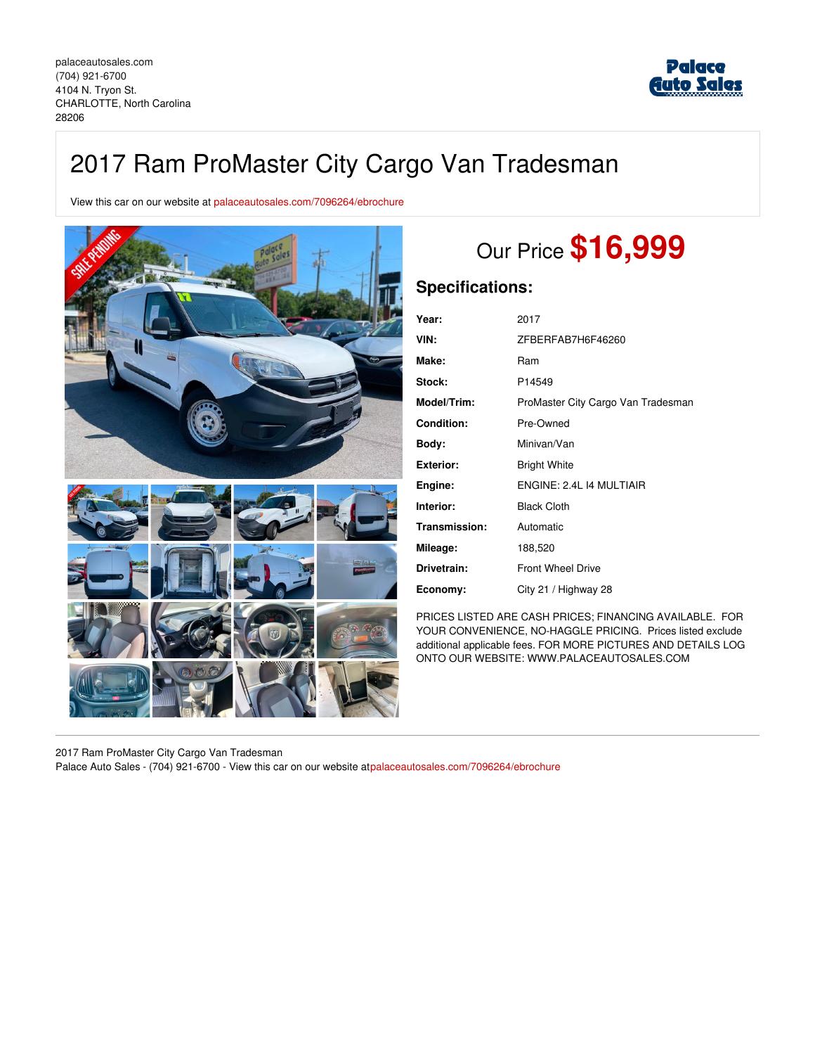palaceautosales.com
(704) 921-6700
4104 N. Tryon St.
CHARLOTTE, North Carolina
28206

# 2017 Ram ProMaster City Cargo Van Tradesman

View this car on our website at palaceautosales.com/7096264/ebrochure

Our Price **$16,999**

## Specifications:

| | |
|---|---|
| **Year:** | 2017 |
| **VIN:** | ZFBERFAB7H6F46260 |
| **Make:** | Ram |
| **Stock:** | P14549 |
| **Model/Trim:** | ProMaster City Cargo Van Tradesman |
| **Condition:** | Pre-Owned |
| **Body:** | Minivan/Van |
| **Exterior:** | Bright White |
| **Engine:** | ENGINE: 2.4L I4 MULTIAIR |
| **Interior:** | Black Cloth |
| **Transmission:** | Automatic |
| **Mileage:** | 188,520 |
| **Drivetrain:** | Front Wheel Drive |
| **Economy:** | City 21 / Highway 28 |

PRICES LISTED ARE CASH PRICES; FINANCING AVAILABLE. FOR YOUR CONVENIENCE, NO-HAGGLE PRICING. Prices listed exclude additional applicable fees. FOR MORE PICTURES AND DETAILS LOG ONTO OUR WEBSITE: WWW.PALACEAUTOSALES.COM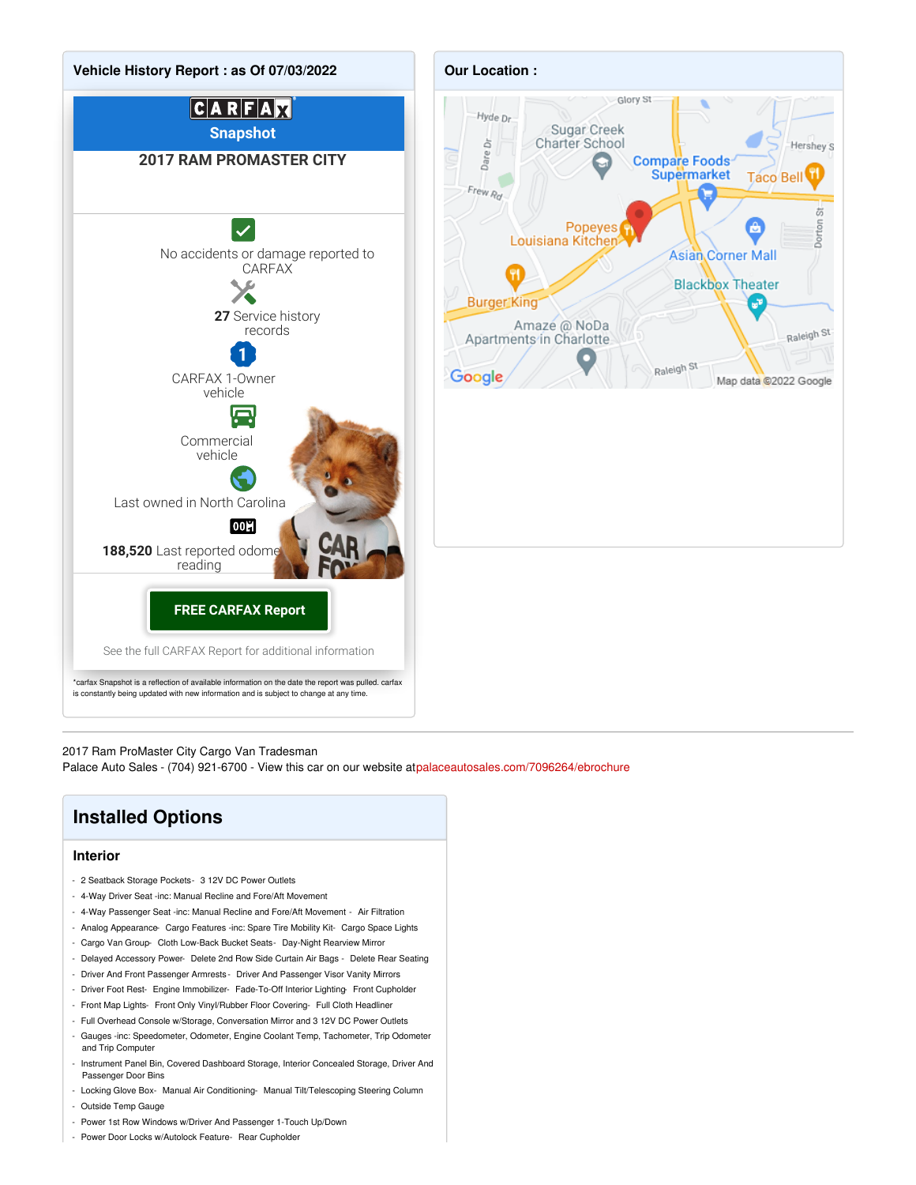## Vehicle History Report : as Of 07/03/2022

CARFAX
**Snapshot**

**2017 RAM PROMASTER CITY**

No accidents or damage reported to CARFAX

**27** Service history records

CARFAX 1-Owner vehicle

Commercial vehicle

Last owned in North Carolina

**188,520** Last reported odometer reading

**FREE CARFAX Report**

See the full CARFAX Report for additional information

*carfax Snapshot is a reflection of available information on the date the report was pulled. carfax is constantly being updated with new information and is subject to change at any time.

## Our Location :

---

2017 Ram ProMaster City Cargo Van Tradesman
Palace Auto Sales - (704) 921-6700 - View this car on our website at palaceautosales.com/7096264/ebrochure

# Installed Options

### Interior

- 2 Seatback Storage Pockets- 3 12V DC Power Outlets
- 4-Way Driver Seat -inc: Manual Recline and Fore/Aft Movement
- 4-Way Passenger Seat -inc: Manual Recline and Fore/Aft Movement - Air Filtration
- Analog Appearance- Cargo Features -inc: Spare Tire Mobility Kit- Cargo Space Lights
- Cargo Van Group- Cloth Low-Back Bucket Seats- Day-Night Rearview Mirror
- Delayed Accessory Power- Delete 2nd Row Side Curtain Air Bags - Delete Rear Seating
- Driver And Front Passenger Armrests - Driver And Passenger Visor Vanity Mirrors
- Driver Foot Rest- Engine Immobilizer- Fade-To-Off Interior Lighting- Front Cupholder
- Front Map Lights- Front Only Vinyl/Rubber Floor Covering- Full Cloth Headliner
- Full Overhead Console w/Storage, Conversation Mirror and 3 12V DC Power Outlets
- Gauges -inc: Speedometer, Odometer, Engine Coolant Temp, Tachometer, Trip Odometer and Trip Computer
- Instrument Panel Bin, Covered Dashboard Storage, Interior Concealed Storage, Driver And Passenger Door Bins
- Locking Glove Box- Manual Air Conditioning- Manual Tilt/Telescoping Steering Column
- Outside Temp Gauge
- Power 1st Row Windows w/Driver And Passenger 1-Touch Up/Down
- Power Door Locks w/Autolock Feature- Rear Cupholder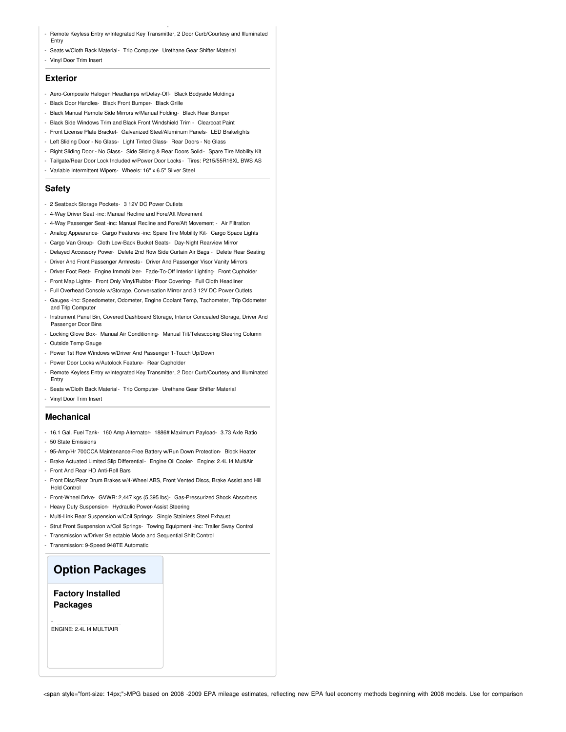- Remote Keyless Entry w/Integrated Key Transmitter, 2 Door Curb/Courtesy and Illuminated Entry
- Seats w/Cloth Back Material- Trip Computer- Urethane Gear Shifter Material
- Vinyl Door Trim Insert

## Exterior

- Aero-Composite Halogen Headlamps w/Delay-Off- Black Bodyside Moldings
- Black Door Handles- Black Front Bumper- Black Grille
- Black Manual Remote Side Mirrors w/Manual Folding- Black Rear Bumper
- Black Side Windows Trim and Black Front Windshield Trim - Clearcoat Paint
- Front License Plate Bracket- Galvanized Steel/Aluminum Panels- LED Brakelights
- Left Sliding Door - No Glass- Light Tinted Glass- Rear Doors - No Glass
- Right Sliding Door - No Glass- Side Sliding & Rear Doors Solid- Spare Tire Mobility Kit
- Tailgate/Rear Door Lock Included w/Power Door Locks - Tires: P215/55R16XL BWS AS
- Variable Intermittent Wipers- Wheels: 16" x 6.5" Silver Steel

## Safety

- 2 Seatback Storage Pockets- 3 12V DC Power Outlets
- 4-Way Driver Seat -inc: Manual Recline and Fore/Aft Movement
- 4-Way Passenger Seat -inc: Manual Recline and Fore/Aft Movement - Air Filtration
- Analog Appearance- Cargo Features -inc: Spare Tire Mobility Kit- Cargo Space Lights
- Cargo Van Group- Cloth Low-Back Bucket Seats- Day-Night Rearview Mirror
- Delayed Accessory Power- Delete 2nd Row Side Curtain Air Bags - Delete Rear Seating
- Driver And Front Passenger Armrests - Driver And Passenger Visor Vanity Mirrors
- Driver Foot Rest- Engine Immobilizer- Fade-To-Off Interior Lighting- Front Cupholder
- Front Map Lights- Front Only Vinyl/Rubber Floor Covering- Full Cloth Headliner
- Full Overhead Console w/Storage, Conversation Mirror and 3 12V DC Power Outlets
- Gauges -inc: Speedometer, Odometer, Engine Coolant Temp, Tachometer, Trip Odometer and Trip Computer
- Instrument Panel Bin, Covered Dashboard Storage, Interior Concealed Storage, Driver And Passenger Door Bins
- Locking Glove Box- Manual Air Conditioning- Manual Tilt/Telescoping Steering Column
- Outside Temp Gauge
- Power 1st Row Windows w/Driver And Passenger 1-Touch Up/Down
- Power Door Locks w/Autolock Feature- Rear Cupholder
- Remote Keyless Entry w/Integrated Key Transmitter, 2 Door Curb/Courtesy and Illuminated Entry
- Seats w/Cloth Back Material- Trip Computer- Urethane Gear Shifter Material
- Vinyl Door Trim Insert

## Mechanical

- 16.1 Gal. Fuel Tank- 160 Amp Alternator- 1886# Maximum Payload- 3.73 Axle Ratio
- 50 State Emissions
- 95-Amp/Hr 700CCA Maintenance-Free Battery w/Run Down Protection- Block Heater
- Brake Actuated Limited Slip Differential - Engine Oil Cooler- Engine: 2.4L I4 MultiAir
- Front And Rear HD Anti-Roll Bars
- Front Disc/Rear Drum Brakes w/4-Wheel ABS, Front Vented Discs, Brake Assist and Hill Hold Control
- Front-Wheel Drive- GVWR: 2,447 kgs (5,395 lbs)- Gas-Pressurized Shock Absorbers
- Heavy Duty Suspension- Hydraulic Power-Assist Steering
- Multi-Link Rear Suspension w/Coil Springs- Single Stainless Steel Exhaust
- Strut Front Suspension w/Coil Springs- Towing Equipment -inc: Trailer Sway Control
- Transmission w/Driver Selectable Mode and Sequential Shift Control
- Transmission: 9-Speed 948TE Automatic

# Option Packages

### Factory Installed Packages

-
ENGINE: 2.4L I4 MULTIAIR

<span style="font-size: 14px;">MPG based on 2008 -2009 EPA mileage estimates, reflecting new EPA fuel economy methods beginning with 2008 models. Use for comparison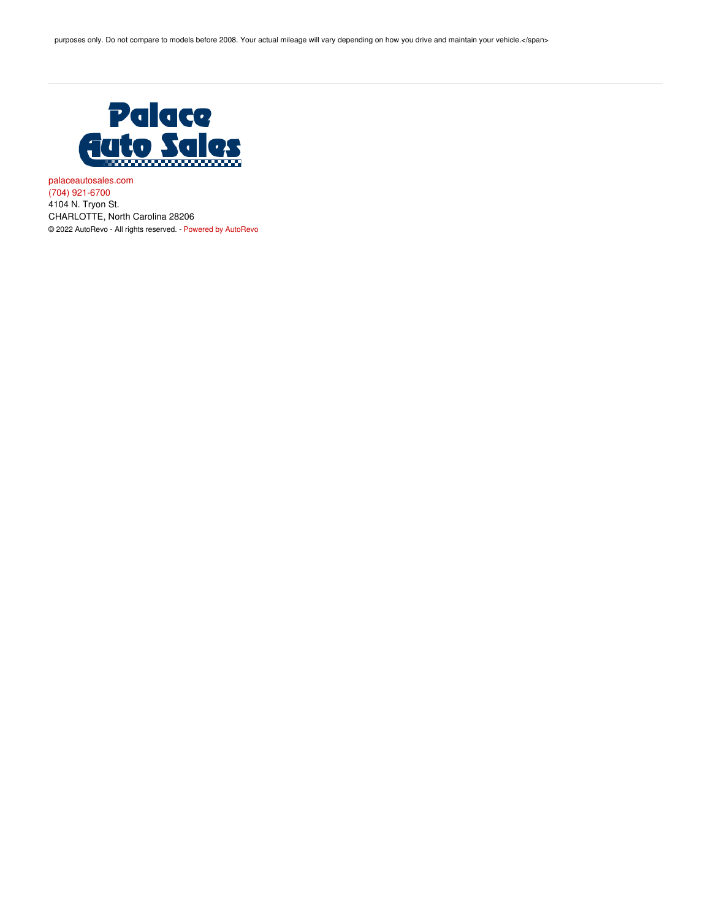purposes only. Do not compare to models before 2008. Your actual mileage will vary depending on how you drive and maintain your vehicle.</span>

---

Palace Auto Sales

palaceautosales.com
(704) 921-6700
4104 N. Tryon St.
CHARLOTTE, North Carolina 28206
© 2022 AutoRevo - All rights reserved. - Powered by AutoRevo